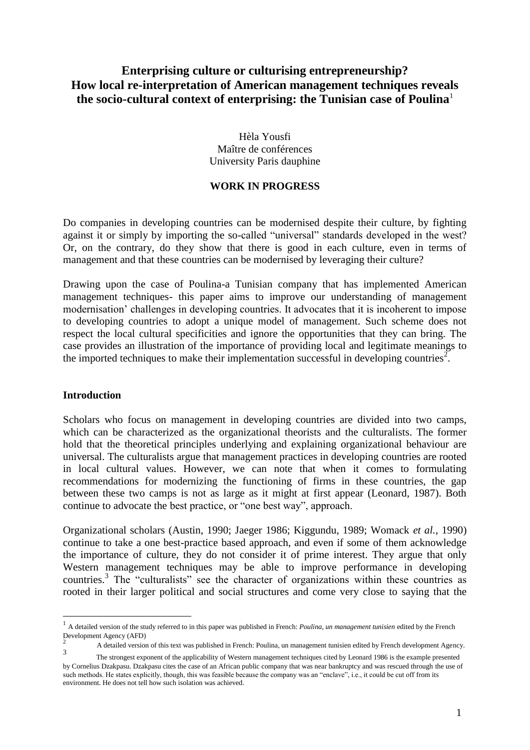# Enterprising culture or culturising entrepreneurship? How local re-interpretation of American management techniques reveals the socio-cultural context of enterprising: the Tunisian case of Poulina[1]

Hèla Yousfi
Maître de conférences
University Paris dauphine

**WORK IN PROGRESS**

Do companies in developing countries can be modernised despite their culture, by fighting against it or simply by importing the so-called "universal" standards developed in the west? Or, on the contrary, do they show that there is good in each culture, even in terms of management and that these countries can be modernised by leveraging their culture?

Drawing upon the case of Poulina-a Tunisian company that has implemented American management techniques- this paper aims to improve our understanding of management modernisation' challenges in developing countries. It advocates that it is incoherent to impose to developing countries to adopt a unique model of management. Such scheme does not respect the local cultural specificities and ignore the opportunities that they can bring. The case provides an illustration of the importance of providing local and legitimate meanings to the imported techniques to make their implementation successful in developing countries[2].

## Introduction

Scholars who focus on management in developing countries are divided into two camps, which can be characterized as the organizational theorists and the culturalists. The former hold that the theoretical principles underlying and explaining organizational behaviour are universal. The culturalists argue that management practices in developing countries are rooted in local cultural values. However, we can note that when it comes to formulating recommendations for modernizing the functioning of firms in these countries, the gap between these two camps is not as large as it might at first appear (Leonard, 1987). Both continue to advocate the best practice, or "one best way", approach.

Organizational scholars (Austin, 1990; Jaeger 1986; Kiggundu, 1989; Womack *et al.*, 1990) continue to take a one best-practice based approach, and even if some of them acknowledge the importance of culture, they do not consider it of prime interest. They argue that only Western management techniques may be able to improve performance in developing countries.[3] The "culturalists" see the character of organizations within these countries as rooted in their larger political and social structures and come very close to saying that the

---

[1] A detailed version of the study referred to in this paper was published in French: *Poulina, un management tunisien* edited by the French Development Agency (AFD)

[2] A detailed version of this text was published in French: Poulina, un management tunisien edited by French development Agency.

[3] The strongest exponent of the applicability of Western management techniques cited by Leonard 1986 is the example presented by Cornelius Dzakpasu. Dzakpasu cites the case of an African public company that was near bankruptcy and was rescued through the use of such methods. He states explicitly, though, this was feasible because the company was an "enclave", i.e., it could be cut off from its environment. He does not tell how such isolation was achieved.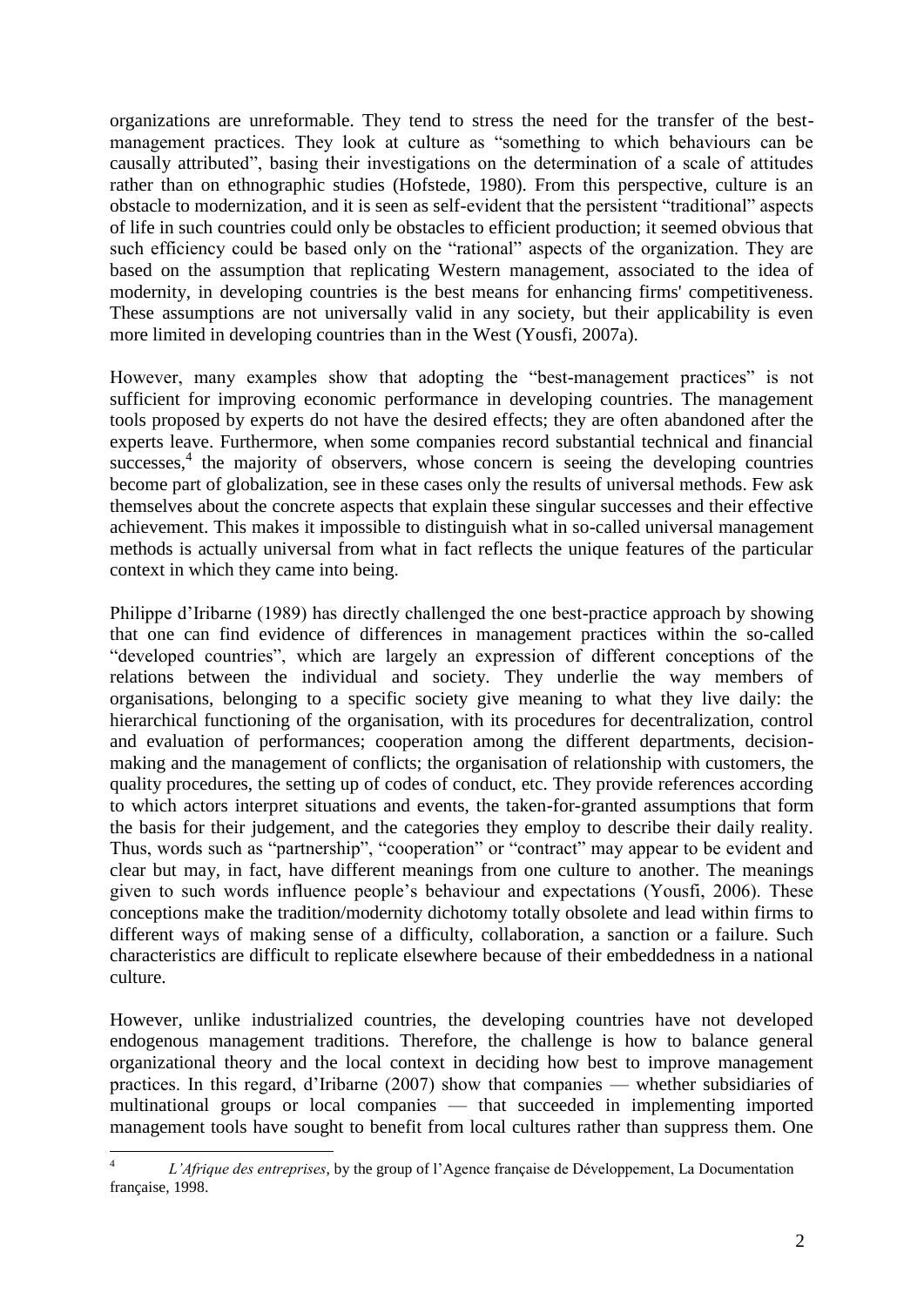organizations are unreformable. They tend to stress the need for the transfer of the best-management practices. They look at culture as "something to which behaviours can be causally attributed", basing their investigations on the determination of a scale of attitudes rather than on ethnographic studies (Hofstede, 1980). From this perspective, culture is an obstacle to modernization, and it is seen as self-evident that the persistent "traditional" aspects of life in such countries could only be obstacles to efficient production; it seemed obvious that such efficiency could be based only on the "rational" aspects of the organization. They are based on the assumption that replicating Western management, associated to the idea of modernity, in developing countries is the best means for enhancing firms' competitiveness. These assumptions are not universally valid in any society, but their applicability is even more limited in developing countries than in the West (Yousfi, 2007a).

However, many examples show that adopting the "best-management practices" is not sufficient for improving economic performance in developing countries. The management tools proposed by experts do not have the desired effects; they are often abandoned after the experts leave. Furthermore, when some companies record substantial technical and financial successes,[4] the majority of observers, whose concern is seeing the developing countries become part of globalization, see in these cases only the results of universal methods. Few ask themselves about the concrete aspects that explain these singular successes and their effective achievement. This makes it impossible to distinguish what in so-called universal management methods is actually universal from what in fact reflects the unique features of the particular context in which they came into being.

Philippe d'Iribarne (1989) has directly challenged the one best-practice approach by showing that one can find evidence of differences in management practices within the so-called "developed countries", which are largely an expression of different conceptions of the relations between the individual and society. They underlie the way members of organisations, belonging to a specific society give meaning to what they live daily: the hierarchical functioning of the organisation, with its procedures for decentralization, control and evaluation of performances; cooperation among the different departments, decision-making and the management of conflicts; the organisation of relationship with customers, the quality procedures, the setting up of codes of conduct, etc. They provide references according to which actors interpret situations and events, the taken-for-granted assumptions that form the basis for their judgement, and the categories they employ to describe their daily reality. Thus, words such as "partnership", "cooperation" or "contract" may appear to be evident and clear but may, in fact, have different meanings from one culture to another. The meanings given to such words influence people's behaviour and expectations (Yousfi, 2006). These conceptions make the tradition/modernity dichotomy totally obsolete and lead within firms to different ways of making sense of a difficulty, collaboration, a sanction or a failure. Such characteristics are difficult to replicate elsewhere because of their embeddedness in a national culture.

However, unlike industrialized countries, the developing countries have not developed endogenous management traditions. Therefore, the challenge is how to balance general organizational theory and the local context in deciding how best to improve management practices. In this regard, d'Iribarne (2007) show that companies — whether subsidiaries of multinational groups or local companies — that succeeded in implementing imported management tools have sought to benefit from local cultures rather than suppress them. One

[4] *L'Afrique des entreprises*, by the group of l'Agence française de Développement, La Documentation française, 1998.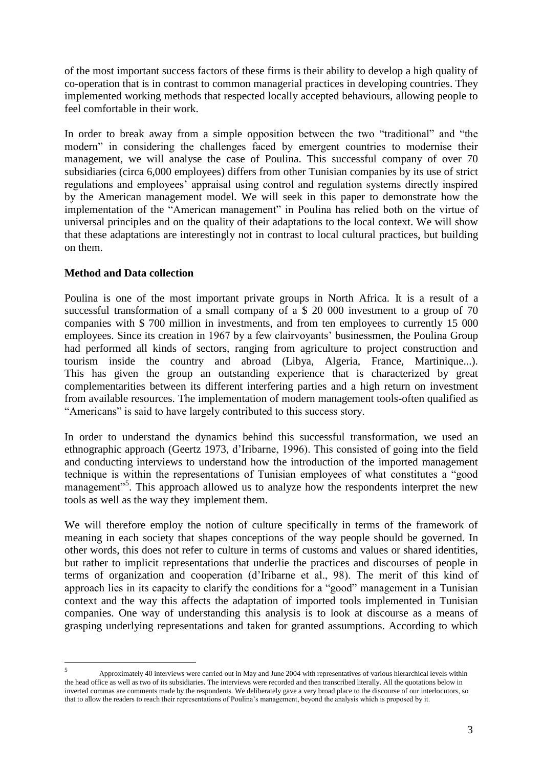of the most important success factors of these firms is their ability to develop a high quality of co-operation that is in contrast to common managerial practices in developing countries. They implemented working methods that respected locally accepted behaviours, allowing people to feel comfortable in their work.

In order to break away from a simple opposition between the two "traditional" and "the modern" in considering the challenges faced by emergent countries to modernise their management, we will analyse the case of Poulina. This successful company of over 70 subsidiaries (circa 6,000 employees) differs from other Tunisian companies by its use of strict regulations and employees' appraisal using control and regulation systems directly inspired by the American management model. We will seek in this paper to demonstrate how the implementation of the "American management" in Poulina has relied both on the virtue of universal principles and on the quality of their adaptations to the local context. We will show that these adaptations are interestingly not in contrast to local cultural practices, but building on them.

**Method and Data collection**

Poulina is one of the most important private groups in North Africa. It is a result of a successful transformation of a small company of a $ 20 000 investment to a group of 70 companies with $ 700 million in investments, and from ten employees to currently 15 000 employees. Since its creation in 1967 by a few clairvoyants' businessmen, the Poulina Group had performed all kinds of sectors, ranging from agriculture to project construction and tourism inside the country and abroad (Libya, Algeria, France, Martinique...). This has given the group an outstanding experience that is characterized by great complementarities between its different interfering parties and a high return on investment from available resources. The implementation of modern management tools-often qualified as "Americans" is said to have largely contributed to this success story.

In order to understand the dynamics behind this successful transformation, we used an ethnographic approach (Geertz 1973, d'Iribarne, 1996). This consisted of going into the field and conducting interviews to understand how the introduction of the imported management technique is within the representations of Tunisian employees of what constitutes a "good management"[5]. This approach allowed us to analyze how the respondents interpret the new tools as well as the way they implement them.

We will therefore employ the notion of culture specifically in terms of the framework of meaning in each society that shapes conceptions of the way people should be governed. In other words, this does not refer to culture in terms of customs and values or shared identities, but rather to implicit representations that underlie the practices and discourses of people in terms of organization and cooperation (d'Iribarne et al., 98). The merit of this kind of approach lies in its capacity to clarify the conditions for a "good" management in a Tunisian context and the way this affects the adaptation of imported tools implemented in Tunisian companies. One way of understanding this analysis is to look at discourse as a means of grasping underlying representations and taken for granted assumptions. According to which

[5] Approximately 40 interviews were carried out in May and June 2004 with representatives of various hierarchical levels within the head office as well as two of its subsidiaries. The interviews were recorded and then transcribed literally. All the quotations below in inverted commas are comments made by the respondents. We deliberately gave a very broad place to the discourse of our interlocutors, so that to allow the readers to reach their representations of Poulina's management, beyond the analysis which is proposed by it.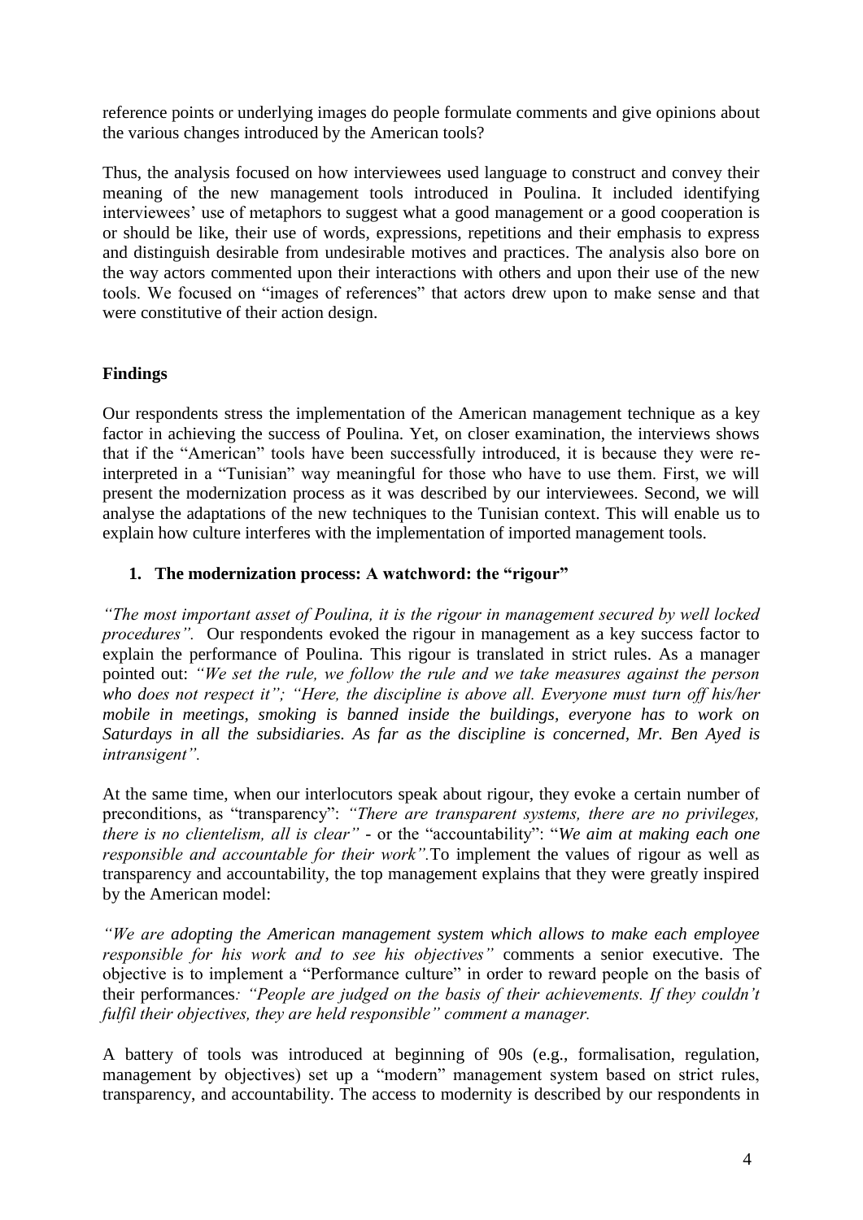reference points or underlying images do people formulate comments and give opinions about the various changes introduced by the American tools?

Thus, the analysis focused on how interviewees used language to construct and convey their meaning of the new management tools introduced in Poulina. It included identifying interviewees' use of metaphors to suggest what a good management or a good cooperation is or should be like, their use of words, expressions, repetitions and their emphasis to express and distinguish desirable from undesirable motives and practices. The analysis also bore on the way actors commented upon their interactions with others and upon their use of the new tools. We focused on "images of references" that actors drew upon to make sense and that were constitutive of their action design.

## Findings

Our respondents stress the implementation of the American management technique as a key factor in achieving the success of Poulina. Yet, on closer examination, the interviews shows that if the "American" tools have been successfully introduced, it is because they were re-interpreted in a "Tunisian" way meaningful for those who have to use them. First, we will present the modernization process as it was described by our interviewees. Second, we will analyse the adaptations of the new techniques to the Tunisian context. This will enable us to explain how culture interferes with the implementation of imported management tools.

### 1. The modernization process: A watchword: the "rigour"

*"The most important asset of Poulina, it is the rigour in management secured by well locked procedures".* Our respondents evoked the rigour in management as a key success factor to explain the performance of Poulina. This rigour is translated in strict rules. As a manager pointed out: *"We set the rule, we follow the rule and we take measures against the person who does not respect it"; "Here, the discipline is above all. Everyone must turn off his/her mobile in meetings, smoking is banned inside the buildings, everyone has to work on Saturdays in all the subsidiaries. As far as the discipline is concerned, Mr. Ben Ayed is intransigent".*

At the same time, when our interlocutors speak about rigour, they evoke a certain number of preconditions, as "transparency": *"There are transparent systems, there are no privileges, there is no clientelism, all is clear"* - or the "accountability": "*We aim at making each one responsible and accountable for their work".*To implement the values of rigour as well as transparency and accountability, the top management explains that they were greatly inspired by the American model:

*"We are adopting the American management system which allows to make each employee responsible for his work and to see his objectives"* comments a senior executive. The objective is to implement a "Performance culture" in order to reward people on the basis of their performances*: "People are judged on the basis of their achievements. If they couldn't fulfil their objectives, they are held responsible" comment a manager.*

A battery of tools was introduced at beginning of 90s (e.g., formalisation, regulation, management by objectives) set up a "modern" management system based on strict rules, transparency, and accountability. The access to modernity is described by our respondents in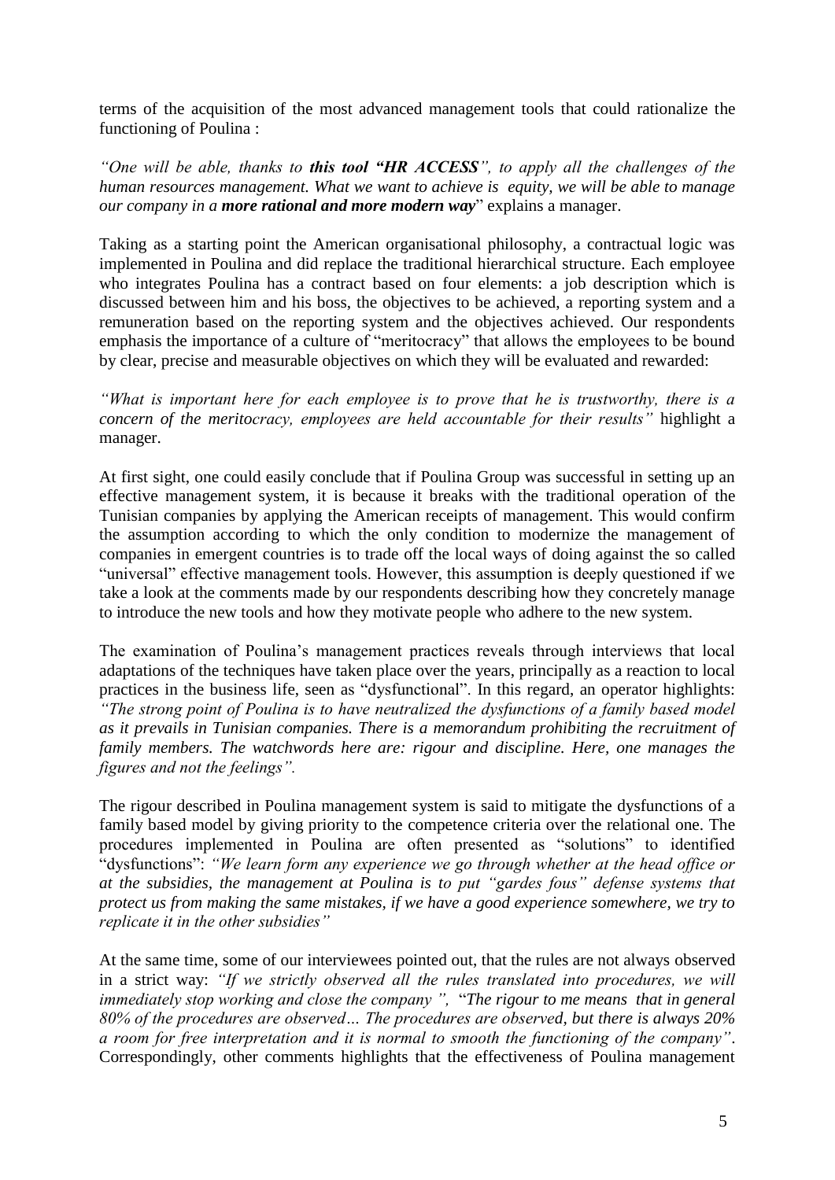terms of the acquisition of the most advanced management tools that could rationalize the functioning of Poulina :

*"One will be able, thanks to **this tool "HR ACCESS"**, to apply all the challenges of the human resources management. What we want to achieve is equity, we will be able to manage our company in a **more rational and more modern way**"* explains a manager.

Taking as a starting point the American organisational philosophy, a contractual logic was implemented in Poulina and did replace the traditional hierarchical structure. Each employee who integrates Poulina has a contract based on four elements: a job description which is discussed between him and his boss, the objectives to be achieved, a reporting system and a remuneration based on the reporting system and the objectives achieved. Our respondents emphasis the importance of a culture of "meritocracy" that allows the employees to be bound by clear, precise and measurable objectives on which they will be evaluated and rewarded:

*"What is important here for each employee is to prove that he is trustworthy, there is a concern of the meritocracy, employees are held accountable for their results"* highlight a manager.

At first sight, one could easily conclude that if Poulina Group was successful in setting up an effective management system, it is because it breaks with the traditional operation of the Tunisian companies by applying the American receipts of management. This would confirm the assumption according to which the only condition to modernize the management of companies in emergent countries is to trade off the local ways of doing against the so called "universal" effective management tools. However, this assumption is deeply questioned if we take a look at the comments made by our respondents describing how they concretely manage to introduce the new tools and how they motivate people who adhere to the new system.

The examination of Poulina's management practices reveals through interviews that local adaptations of the techniques have taken place over the years, principally as a reaction to local practices in the business life, seen as "dysfunctional". In this regard, an operator highlights: *"The strong point of Poulina is to have neutralized the dysfunctions of a family based model as it prevails in Tunisian companies. There is a memorandum prohibiting the recruitment of family members. The watchwords here are: rigour and discipline. Here, one manages the figures and not the feelings".*

The rigour described in Poulina management system is said to mitigate the dysfunctions of a family based model by giving priority to the competence criteria over the relational one. The procedures implemented in Poulina are often presented as "solutions" to identified "dysfunctions": *"We learn form any experience we go through whether at the head office or at the subsidies, the management at Poulina is to put "gardes fous" defense systems that protect us from making the same mistakes, if we have a good experience somewhere, we try to replicate it in the other subsidies"*

At the same time, some of our interviewees pointed out, that the rules are not always observed in a strict way: *"If we strictly observed all the rules translated into procedures, we will immediately stop working and close the company ",* "*The rigour to me means that in general 80% of the procedures are observed… The procedures are observed, but there is always 20% a room for free interpretation and it is normal to smooth the functioning of the company"*. Correspondingly, other comments highlights that the effectiveness of Poulina management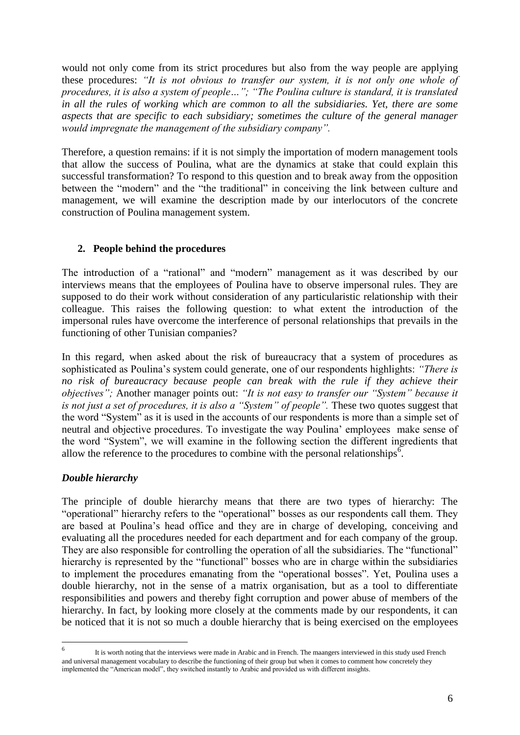would not only come from its strict procedures but also from the way people are applying these procedures: *"It is not obvious to transfer our system, it is not only one whole of procedures, it is also a system of people…"; "The Poulina culture is standard, it is translated in all the rules of working which are common to all the subsidiaries. Yet, there are some aspects that are specific to each subsidiary; sometimes the culture of the general manager would impregnate the management of the subsidiary company".*

Therefore, a question remains: if it is not simply the importation of modern management tools that allow the success of Poulina, what are the dynamics at stake that could explain this successful transformation? To respond to this question and to break away from the opposition between the "modern" and the "the traditional" in conceiving the link between culture and management, we will examine the description made by our interlocutors of the concrete construction of Poulina management system.

## 2. People behind the procedures

The introduction of a "rational" and "modern" management as it was described by our interviews means that the employees of Poulina have to observe impersonal rules. They are supposed to do their work without consideration of any particularistic relationship with their colleague. This raises the following question: to what extent the introduction of the impersonal rules have overcome the interference of personal relationships that prevails in the functioning of other Tunisian companies?

In this regard, when asked about the risk of bureaucracy that a system of procedures as sophisticated as Poulina's system could generate, one of our respondents highlights: *"There is no risk of bureaucracy because people can break with the rule if they achieve their objectives";* Another manager points out: *"It is not easy to transfer our "System" because it is not just a set of procedures, it is also a "System" of people".* These two quotes suggest that the word "System" as it is used in the accounts of our respondents is more than a simple set of neutral and objective procedures. To investigate the way Poulina' employees make sense of the word "System", we will examine in the following section the different ingredients that allow the reference to the procedures to combine with the personal relationships[6].

### *Double hierarchy*

The principle of double hierarchy means that there are two types of hierarchy: The "operational" hierarchy refers to the "operational" bosses as our respondents call them. They are based at Poulina's head office and they are in charge of developing, conceiving and evaluating all the procedures needed for each department and for each company of the group. They are also responsible for controlling the operation of all the subsidiaries. The "functional" hierarchy is represented by the "functional" bosses who are in charge within the subsidiaries to implement the procedures emanating from the "operational bosses". Yet, Poulina uses a double hierarchy, not in the sense of a matrix organisation, but as a tool to differentiate responsibilities and powers and thereby fight corruption and power abuse of members of the hierarchy. In fact, by looking more closely at the comments made by our respondents, it can be noticed that it is not so much a double hierarchy that is being exercised on the employees

---

[6] It is worth noting that the interviews were made in Arabic and in French. The maangers interviewed in this study used French and universal management vocabulary to describe the functioning of their group but when it comes to comment how concretely they implemented the "American model", they switched instantly to Arabic and provided us with different insights.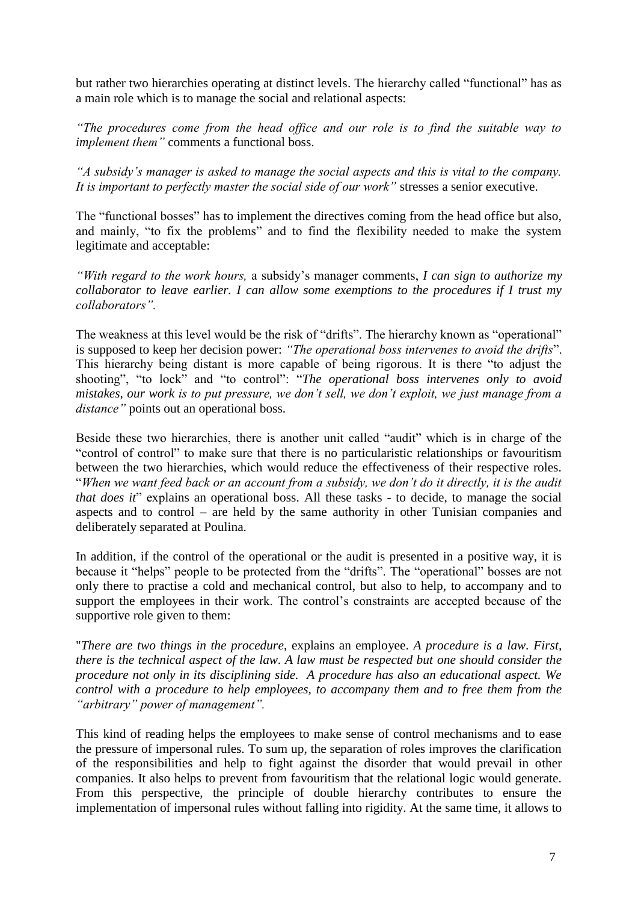but rather two hierarchies operating at distinct levels. The hierarchy called "functional" has as a main role which is to manage the social and relational aspects:

*"The procedures come from the head office and our role is to find the suitable way to implement them"* comments a functional boss.

*"A subsidy's manager is asked to manage the social aspects and this is vital to the company. It is important to perfectly master the social side of our work"* stresses a senior executive.

The "functional bosses" has to implement the directives coming from the head office but also, and mainly, "to fix the problems" and to find the flexibility needed to make the system legitimate and acceptable:

*"With regard to the work hours,* a subsidy's manager comments, *I can sign to authorize my collaborator to leave earlier. I can allow some exemptions to the procedures if I trust my collaborators".*

The weakness at this level would be the risk of "drifts". The hierarchy known as "operational" is supposed to keep her decision power: *"The operational boss intervenes to avoid the drifts*". This hierarchy being distant is more capable of being rigorous. It is there "to adjust the shooting", "to lock" and "to control": "*The operational boss intervenes only to avoid mistakes, our work is to put pressure, we don't sell, we don't exploit, we just manage from a distance"* points out an operational boss.

Beside these two hierarchies, there is another unit called "audit" which is in charge of the "control of control" to make sure that there is no particularistic relationships or favouritism between the two hierarchies, which would reduce the effectiveness of their respective roles. "*When we want feed back or an account from a subsidy, we don't do it directly, it is the audit that does it*" explains an operational boss. All these tasks - to decide, to manage the social aspects and to control – are held by the same authority in other Tunisian companies and deliberately separated at Poulina.

In addition, if the control of the operational or the audit is presented in a positive way, it is because it "helps" people to be protected from the "drifts". The "operational" bosses are not only there to practise a cold and mechanical control, but also to help, to accompany and to support the employees in their work. The control's constraints are accepted because of the supportive role given to them:

"*There are two things in the procedure*, explains an employee. *A procedure is a law. First, there is the technical aspect of the law. A law must be respected but one should consider the procedure not only in its disciplining side. A procedure has also an educational aspect. We control with a procedure to help employees, to accompany them and to free them from the "arbitrary" power of management".*

This kind of reading helps the employees to make sense of control mechanisms and to ease the pressure of impersonal rules. To sum up, the separation of roles improves the clarification of the responsibilities and help to fight against the disorder that would prevail in other companies. It also helps to prevent from favouritism that the relational logic would generate. From this perspective, the principle of double hierarchy contributes to ensure the implementation of impersonal rules without falling into rigidity. At the same time, it allows to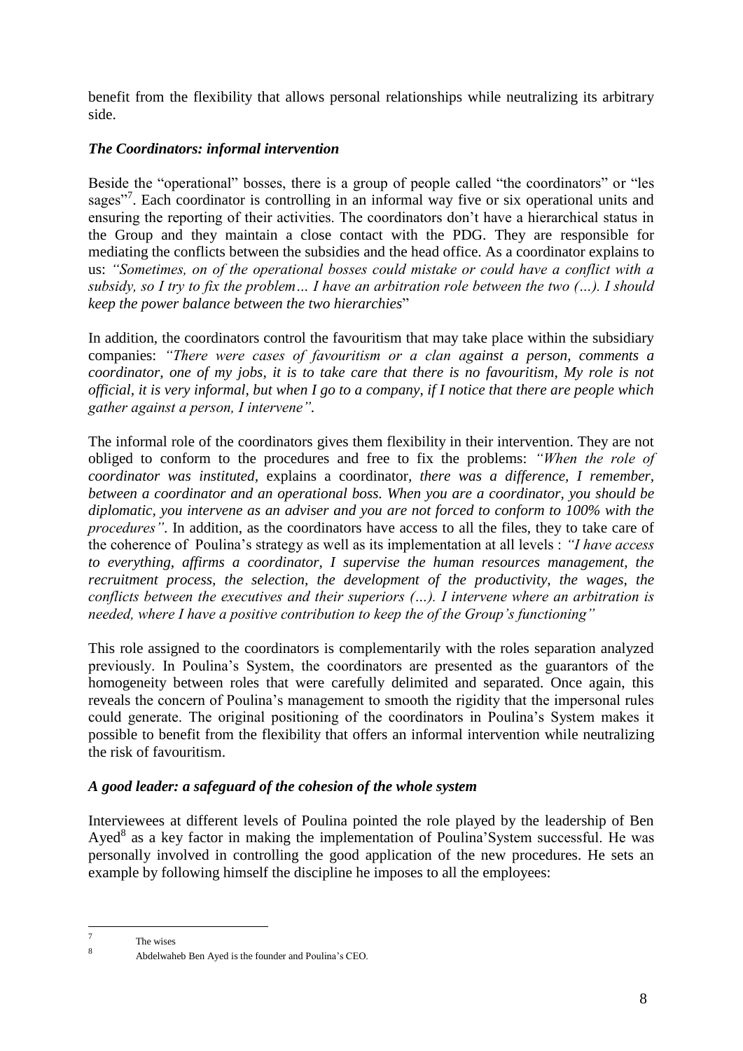benefit from the flexibility that allows personal relationships while neutralizing its arbitrary side.

### *The Coordinators: informal intervention*

Beside the "operational" bosses, there is a group of people called "the coordinators" or "les sages"[7]. Each coordinator is controlling in an informal way five or six operational units and ensuring the reporting of their activities. The coordinators don't have a hierarchical status in the Group and they maintain a close contact with the PDG. They are responsible for mediating the conflicts between the subsidies and the head office. As a coordinator explains to us: *"Sometimes, on of the operational bosses could mistake or could have a conflict with a subsidy, so I try to fix the problem… I have an arbitration role between the two (…). I should keep the power balance between the two hierarchies*"

In addition, the coordinators control the favouritism that may take place within the subsidiary companies: *"There were cases of favouritism or a clan against a person, comments a coordinator, one of my jobs, it is to take care that there is no favouritism, My role is not official, it is very informal, but when I go to a company, if I notice that there are people which gather against a person, I intervene".*

The informal role of the coordinators gives them flexibility in their intervention. They are not obliged to conform to the procedures and free to fix the problems: *"When the role of coordinator was instituted, explains a coordinator, there was a difference, I remember, between a coordinator and an operational boss. When you are a coordinator, you should be diplomatic, you intervene as an adviser and you are not forced to conform to 100% with the procedures".* In addition, as the coordinators have access to all the files, they to take care of the coherence of Poulina's strategy as well as its implementation at all levels : *"I have access to everything, affirms a coordinator, I supervise the human resources management, the recruitment process, the selection, the development of the productivity, the wages, the conflicts between the executives and their superiors (…). I intervene where an arbitration is needed, where I have a positive contribution to keep the of the Group's functioning"*

This role assigned to the coordinators is complementarily with the roles separation analyzed previously. In Poulina's System, the coordinators are presented as the guarantors of the homogeneity between roles that were carefully delimited and separated. Once again, this reveals the concern of Poulina's management to smooth the rigidity that the impersonal rules could generate. The original positioning of the coordinators in Poulina's System makes it possible to benefit from the flexibility that offers an informal intervention while neutralizing the risk of favouritism.

### *A good leader: a safeguard of the cohesion of the whole system*

Interviewees at different levels of Poulina pointed the role played by the leadership of Ben Ayed[8] as a key factor in making the implementation of Poulina'System successful. He was personally involved in controlling the good application of the new procedures. He sets an example by following himself the discipline he imposes to all the employees:

---

[7] The wises

[8] Abdelwaheb Ben Ayed is the founder and Poulina's CEO.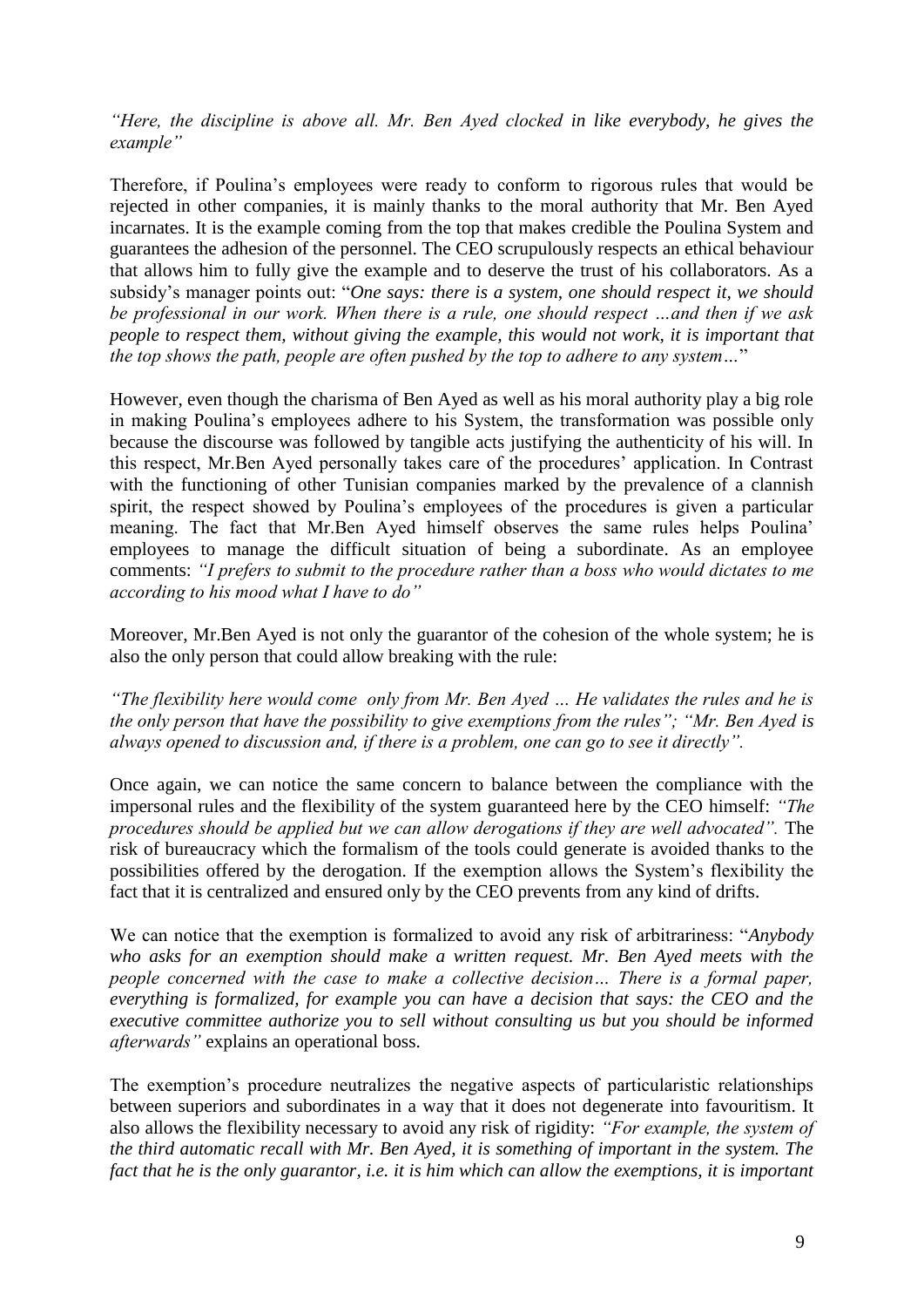*"Here, the discipline is above all. Mr. Ben Ayed clocked in like everybody, he gives the example"*

Therefore, if Poulina's employees were ready to conform to rigorous rules that would be rejected in other companies, it is mainly thanks to the moral authority that Mr. Ben Ayed incarnates. It is the example coming from the top that makes credible the Poulina System and guarantees the adhesion of the personnel. The CEO scrupulously respects an ethical behaviour that allows him to fully give the example and to deserve the trust of his collaborators. As a subsidy's manager points out: "*One says: there is a system, one should respect it, we should be professional in our work. When there is a rule, one should respect …and then if we ask people to respect them, without giving the example, this would not work, it is important that the top shows the path, people are often pushed by the top to adhere to any system…*"

However, even though the charisma of Ben Ayed as well as his moral authority play a big role in making Poulina's employees adhere to his System, the transformation was possible only because the discourse was followed by tangible acts justifying the authenticity of his will. In this respect, Mr.Ben Ayed personally takes care of the procedures' application. In Contrast with the functioning of other Tunisian companies marked by the prevalence of a clannish spirit, the respect showed by Poulina's employees of the procedures is given a particular meaning. The fact that Mr.Ben Ayed himself observes the same rules helps Poulina' employees to manage the difficult situation of being a subordinate. As an employee comments: *"I prefers to submit to the procedure rather than a boss who would dictates to me according to his mood what I have to do"*

Moreover, Mr.Ben Ayed is not only the guarantor of the cohesion of the whole system; he is also the only person that could allow breaking with the rule:

*"The flexibility here would come only from Mr. Ben Ayed … He validates the rules and he is the only person that have the possibility to give exemptions from the rules"; "Mr. Ben Ayed is always opened to discussion and, if there is a problem, one can go to see it directly".*

Once again, we can notice the same concern to balance between the compliance with the impersonal rules and the flexibility of the system guaranteed here by the CEO himself: *"The procedures should be applied but we can allow derogations if they are well advocated".* The risk of bureaucracy which the formalism of the tools could generate is avoided thanks to the possibilities offered by the derogation. If the exemption allows the System's flexibility the fact that it is centralized and ensured only by the CEO prevents from any kind of drifts.

We can notice that the exemption is formalized to avoid any risk of arbitrariness: "*Anybody who asks for an exemption should make a written request. Mr. Ben Ayed meets with the people concerned with the case to make a collective decision… There is a formal paper, everything is formalized, for example you can have a decision that says: the CEO and the executive committee authorize you to sell without consulting us but you should be informed afterwards"* explains an operational boss.

The exemption's procedure neutralizes the negative aspects of particularistic relationships between superiors and subordinates in a way that it does not degenerate into favouritism. It also allows the flexibility necessary to avoid any risk of rigidity: *"For example, the system of the third automatic recall with Mr. Ben Ayed, it is something of important in the system. The fact that he is the only guarantor, i.e. it is him which can allow the exemptions, it is important*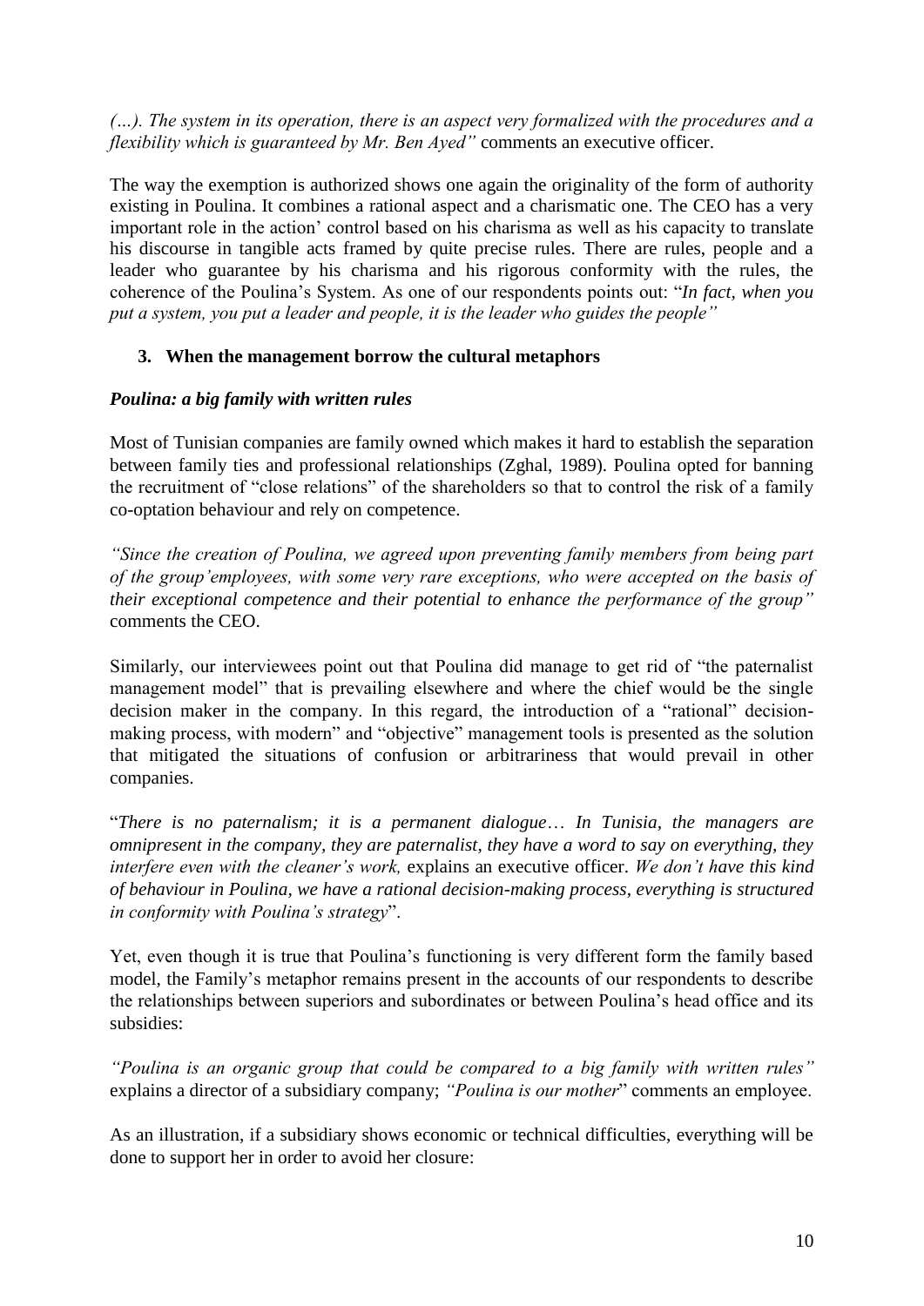*(…). The system in its operation, there is an aspect very formalized with the procedures and a flexibility which is guaranteed by Mr. Ben Ayed"* comments an executive officer.

The way the exemption is authorized shows one again the originality of the form of authority existing in Poulina. It combines a rational aspect and a charismatic one. The CEO has a very important role in the action' control based on his charisma as well as his capacity to translate his discourse in tangible acts framed by quite precise rules. There are rules, people and a leader who guarantee by his charisma and his rigorous conformity with the rules, the coherence of the Poulina's System. As one of our respondents points out: "*In fact, when you put a system, you put a leader and people, it is the leader who guides the people"*

### 3. When the management borrow the cultural metaphors

#### *Poulina: a big family with written rules*

Most of Tunisian companies are family owned which makes it hard to establish the separation between family ties and professional relationships (Zghal, 1989). Poulina opted for banning the recruitment of "close relations" of the shareholders so that to control the risk of a family co-optation behaviour and rely on competence.

*"Since the creation of Poulina, we agreed upon preventing family members from being part of the group'employees, with some very rare exceptions, who were accepted on the basis of their exceptional competence and their potential to enhance the performance of the group"* comments the CEO.

Similarly, our interviewees point out that Poulina did manage to get rid of "the paternalist management model" that is prevailing elsewhere and where the chief would be the single decision maker in the company. In this regard, the introduction of a "rational" decision-making process, with modern" and "objective" management tools is presented as the solution that mitigated the situations of confusion or arbitrariness that would prevail in other companies.

"*There is no paternalism; it is a permanent dialogue… In Tunisia, the managers are omnipresent in the company, they are paternalist, they have a word to say on everything, they interfere even with the cleaner's work,* explains an executive officer. *We don't have this kind of behaviour in Poulina, we have a rational decision-making process, everything is structured in conformity with Poulina's strategy*".

Yet, even though it is true that Poulina's functioning is very different form the family based model, the Family's metaphor remains present in the accounts of our respondents to describe the relationships between superiors and subordinates or between Poulina's head office and its subsidies:

*"Poulina is an organic group that could be compared to a big family with written rules"* explains a director of a subsidiary company; *"Poulina is our mother*" comments an employee.

As an illustration, if a subsidiary shows economic or technical difficulties, everything will be done to support her in order to avoid her closure: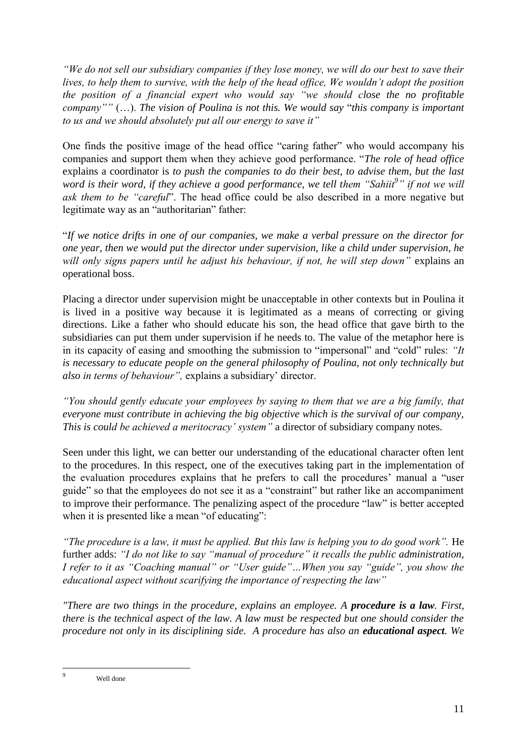*"We do not sell our subsidiary companies if they lose money, we will do our best to save their lives, to help them to survive, with the help of the head office, We wouldn't adopt the position the position of a financial expert who would say "we should close the no profitable company""* (…). *The vision of Poulina is not this. We would say* "*this company is important to us and we should absolutely put all our energy to save it"*

One finds the positive image of the head office "caring father" who would accompany his companies and support them when they achieve good performance. "*The role of head office* explains a coordinator is *to push the companies to do their best, to advise them, but the last word is their word, if they achieve a good performance, we tell them "Sahiit[9]" if not we will ask them to be "careful*". The head office could be also described in a more negative but legitimate way as an "authoritarian" father:

"*If we notice drifts in one of our companies, we make a verbal pressure on the director for one year, then we would put the director under supervision, like a child under supervision, he will only signs papers until he adjust his behaviour, if not, he will step down"* explains an operational boss.

Placing a director under supervision might be unacceptable in other contexts but in Poulina it is lived in a positive way because it is legitimated as a means of correcting or giving directions. Like a father who should educate his son, the head office that gave birth to the subsidiaries can put them under supervision if he needs to. The value of the metaphor here is in its capacity of easing and smoothing the submission to "impersonal" and "cold" rules: *"It is necessary to educate people on the general philosophy of Poulina, not only technically but also in terms of behaviour",* explains a subsidiary' director.

*"You should gently educate your employees by saying to them that we are a big family, that everyone must contribute in achieving the big objective which is the survival of our company, This is could be achieved a meritocracy' system"* a director of subsidiary company notes.

Seen under this light, we can better our understanding of the educational character often lent to the procedures. In this respect, one of the executives taking part in the implementation of the evaluation procedures explains that he prefers to call the procedures' manual a "user guide" so that the employees do not see it as a "constraint" but rather like an accompaniment to improve their performance. The penalizing aspect of the procedure "law" is better accepted when it is presented like a mean "of educating":

*"The procedure is a law, it must be applied. But this law is helping you to do good work".* He further adds: *"I do not like to say "manual of procedure" it recalls the public administration, I refer to it as "Coaching manual" or "User guide"…When you say "guide", you show the educational aspect without scarifying the importance of respecting the law"*

*"There are two things in the procedure, explains an employee. A **procedure is a law**. First, there is the technical aspect of the law. A law must be respected but one should consider the procedure not only in its disciplining side. A procedure has also an **educational aspect**. We*

---

[9] Well done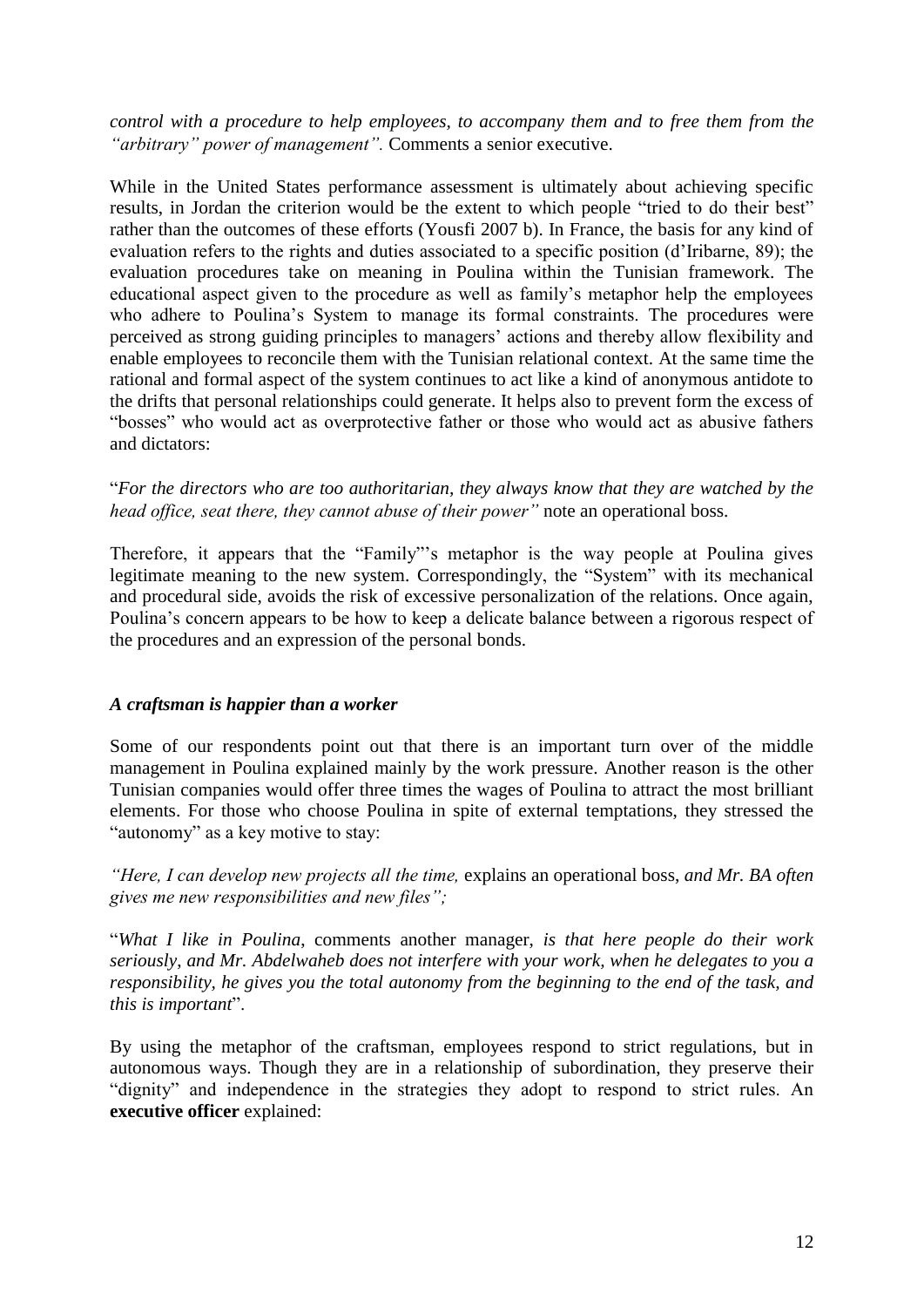*control with a procedure to help employees, to accompany them and to free them from the "arbitrary" power of management".* Comments a senior executive.

While in the United States performance assessment is ultimately about achieving specific results, in Jordan the criterion would be the extent to which people "tried to do their best" rather than the outcomes of these efforts (Yousfi 2007 b). In France, the basis for any kind of evaluation refers to the rights and duties associated to a specific position (d'Iribarne, 89); the evaluation procedures take on meaning in Poulina within the Tunisian framework. The educational aspect given to the procedure as well as family's metaphor help the employees who adhere to Poulina's System to manage its formal constraints. The procedures were perceived as strong guiding principles to managers' actions and thereby allow flexibility and enable employees to reconcile them with the Tunisian relational context. At the same time the rational and formal aspect of the system continues to act like a kind of anonymous antidote to the drifts that personal relationships could generate. It helps also to prevent form the excess of "bosses" who would act as overprotective father or those who would act as abusive fathers and dictators:

"*For the directors who are too authoritarian, they always know that they are watched by the head office, seat there, they cannot abuse of their power"* note an operational boss.

Therefore, it appears that the "Family"'s metaphor is the way people at Poulina gives legitimate meaning to the new system. Correspondingly, the "System" with its mechanical and procedural side, avoids the risk of excessive personalization of the relations. Once again, Poulina's concern appears to be how to keep a delicate balance between a rigorous respect of the procedures and an expression of the personal bonds.

### *A craftsman is happier than a worker*

Some of our respondents point out that there is an important turn over of the middle management in Poulina explained mainly by the work pressure. Another reason is the other Tunisian companies would offer three times the wages of Poulina to attract the most brilliant elements. For those who choose Poulina in spite of external temptations, they stressed the "autonomy" as a key motive to stay:

*"Here, I can develop new projects all the time,* explains an operational boss, *and Mr. BA often gives me new responsibilities and new files";*

"*What I like in Poulina*, comments another manager, *is that here people do their work seriously, and Mr. Abdelwaheb does not interfere with your work, when he delegates to you a responsibility, he gives you the total autonomy from the beginning to the end of the task, and this is important*".

By using the metaphor of the craftsman, employees respond to strict regulations, but in autonomous ways. Though they are in a relationship of subordination, they preserve their "dignity" and independence in the strategies they adopt to respond to strict rules. An **executive officer** explained: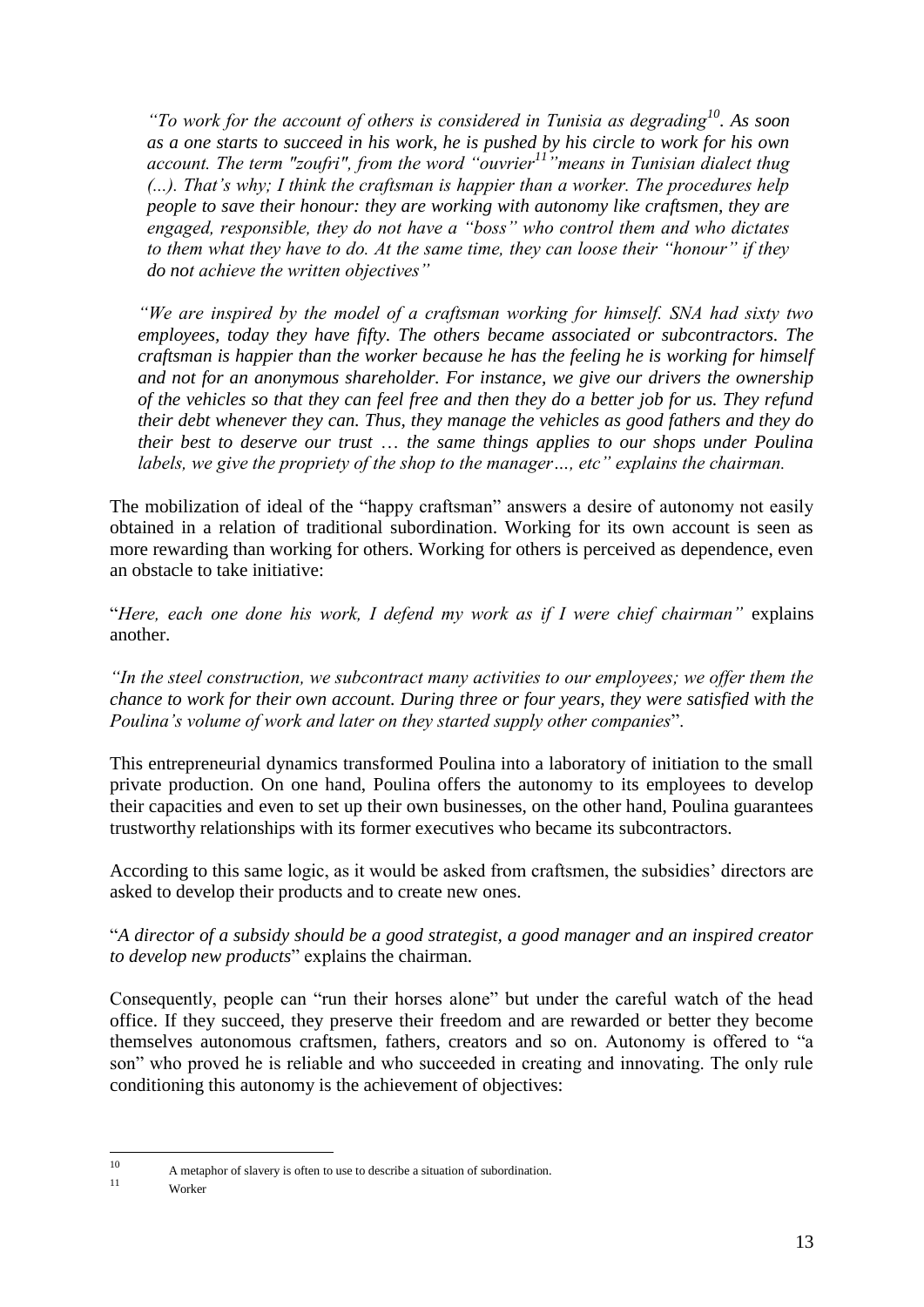*"To work for the account of others is considered in Tunisia as degrading[10]. As soon as a one starts to succeed in his work, he is pushed by his circle to work for his own account. The term "zoufri", from the word "ouvrier[11]"means in Tunisian dialect thug (...). That's why; I think the craftsman is happier than a worker. The procedures help people to save their honour: they are working with autonomy like craftsmen, they are engaged, responsible, they do not have a "boss" who control them and who dictates to them what they have to do. At the same time, they can loose their "honour" if they do not achieve the written objectives"*

*"We are inspired by the model of a craftsman working for himself. SNA had sixty two employees, today they have fifty. The others became associated or subcontractors. The craftsman is happier than the worker because he has the feeling he is working for himself and not for an anonymous shareholder. For instance, we give our drivers the ownership of the vehicles so that they can feel free and then they do a better job for us. They refund their debt whenever they can. Thus, they manage the vehicles as good fathers and they do their best to deserve our trust … the same things applies to our shops under Poulina labels, we give the propriety of the shop to the manager…, etc" explains the chairman.*

The mobilization of ideal of the "happy craftsman" answers a desire of autonomy not easily obtained in a relation of traditional subordination. Working for its own account is seen as more rewarding than working for others. Working for others is perceived as dependence, even an obstacle to take initiative:

"*Here, each one done his work, I defend my work as if I were chief chairman"* explains another.

*"In the steel construction, we subcontract many activities to our employees; we offer them the chance to work for their own account. During three or four years, they were satisfied with the Poulina's volume of work and later on they started supply other companies*".

This entrepreneurial dynamics transformed Poulina into a laboratory of initiation to the small private production. On one hand, Poulina offers the autonomy to its employees to develop their capacities and even to set up their own businesses, on the other hand, Poulina guarantees trustworthy relationships with its former executives who became its subcontractors.

According to this same logic, as it would be asked from craftsmen, the subsidies' directors are asked to develop their products and to create new ones.

"*A director of a subsidy should be a good strategist, a good manager and an inspired creator to develop new products*" explains the chairman.

Consequently, people can "run their horses alone" but under the careful watch of the head office. If they succeed, they preserve their freedom and are rewarded or better they become themselves autonomous craftsmen, fathers, creators and so on. Autonomy is offered to "a son" who proved he is reliable and who succeeded in creating and innovating. The only rule conditioning this autonomy is the achievement of objectives:

---

[10] A metaphor of slavery is often to use to describe a situation of subordination.

[11] Worker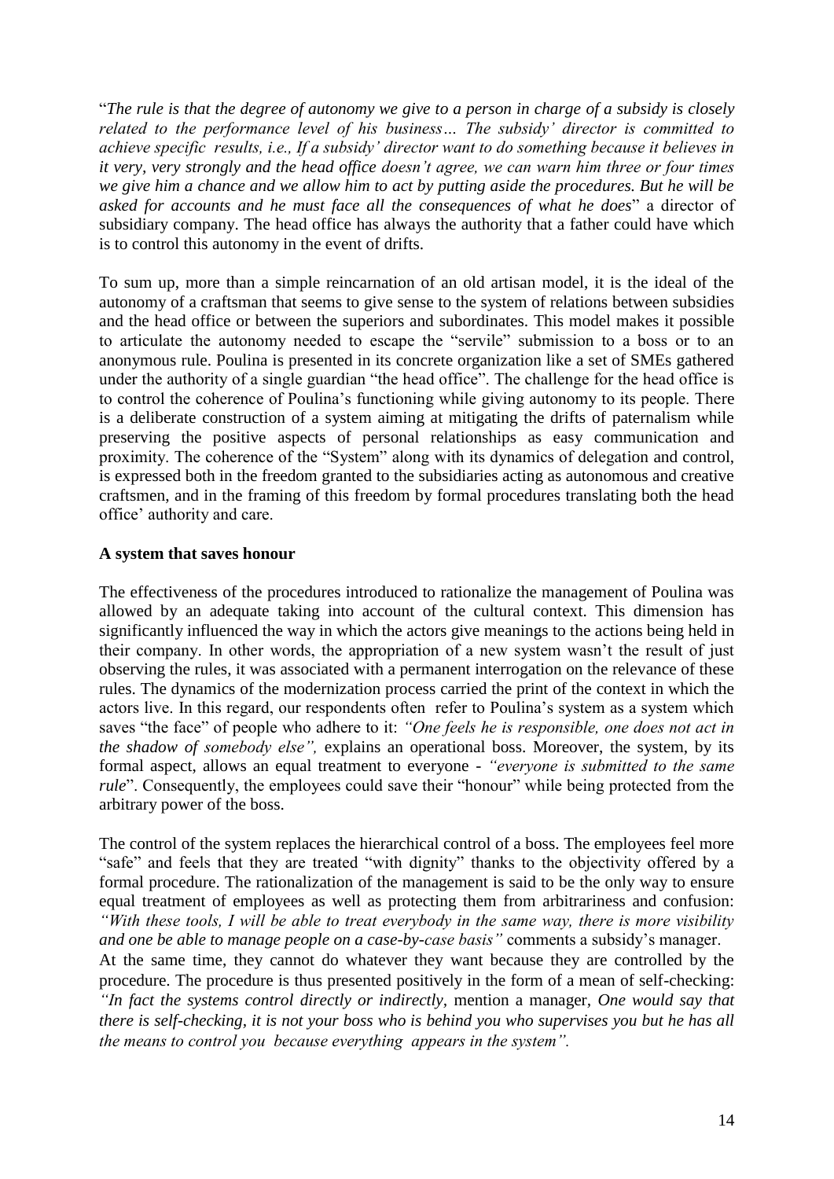"*The rule is that the degree of autonomy we give to a person in charge of a subsidy is closely related to the performance level of his business… The subsidy' director is committed to achieve specific results, i.e., If a subsidy' director want to do something because it believes in it very, very strongly and the head office doesn't agree, we can warn him three or four times we give him a chance and we allow him to act by putting aside the procedures. But he will be asked for accounts and he must face all the consequences of what he does*" a director of subsidiary company. The head office has always the authority that a father could have which is to control this autonomy in the event of drifts.

To sum up, more than a simple reincarnation of an old artisan model, it is the ideal of the autonomy of a craftsman that seems to give sense to the system of relations between subsidies and the head office or between the superiors and subordinates. This model makes it possible to articulate the autonomy needed to escape the "servile" submission to a boss or to an anonymous rule. Poulina is presented in its concrete organization like a set of SMEs gathered under the authority of a single guardian "the head office". The challenge for the head office is to control the coherence of Poulina's functioning while giving autonomy to its people. There is a deliberate construction of a system aiming at mitigating the drifts of paternalism while preserving the positive aspects of personal relationships as easy communication and proximity. The coherence of the "System" along with its dynamics of delegation and control, is expressed both in the freedom granted to the subsidiaries acting as autonomous and creative craftsmen, and in the framing of this freedom by formal procedures translating both the head office' authority and care.

**A system that saves honour**

The effectiveness of the procedures introduced to rationalize the management of Poulina was allowed by an adequate taking into account of the cultural context. This dimension has significantly influenced the way in which the actors give meanings to the actions being held in their company. In other words, the appropriation of a new system wasn't the result of just observing the rules, it was associated with a permanent interrogation on the relevance of these rules. The dynamics of the modernization process carried the print of the context in which the actors live. In this regard, our respondents often refer to Poulina's system as a system which saves "the face" of people who adhere to it: *"One feels he is responsible, one does not act in the shadow of somebody else",* explains an operational boss. Moreover, the system, by its formal aspect, allows an equal treatment to everyone - *"everyone is submitted to the same rule*". Consequently, the employees could save their "honour" while being protected from the arbitrary power of the boss.

The control of the system replaces the hierarchical control of a boss. The employees feel more "safe" and feels that they are treated "with dignity" thanks to the objectivity offered by a formal procedure. The rationalization of the management is said to be the only way to ensure equal treatment of employees as well as protecting them from arbitrariness and confusion: *"With these tools, I will be able to treat everybody in the same way, there is more visibility and one be able to manage people on a case-by-case basis"* comments a subsidy's manager.
At the same time, they cannot do whatever they want because they are controlled by the procedure. The procedure is thus presented positively in the form of a mean of self-checking: *"In fact the systems control directly or indirectly*, mention a manager, *One would say that there is self-checking, it is not your boss who is behind you who supervises you but he has all the means to control you because everything appears in the system".*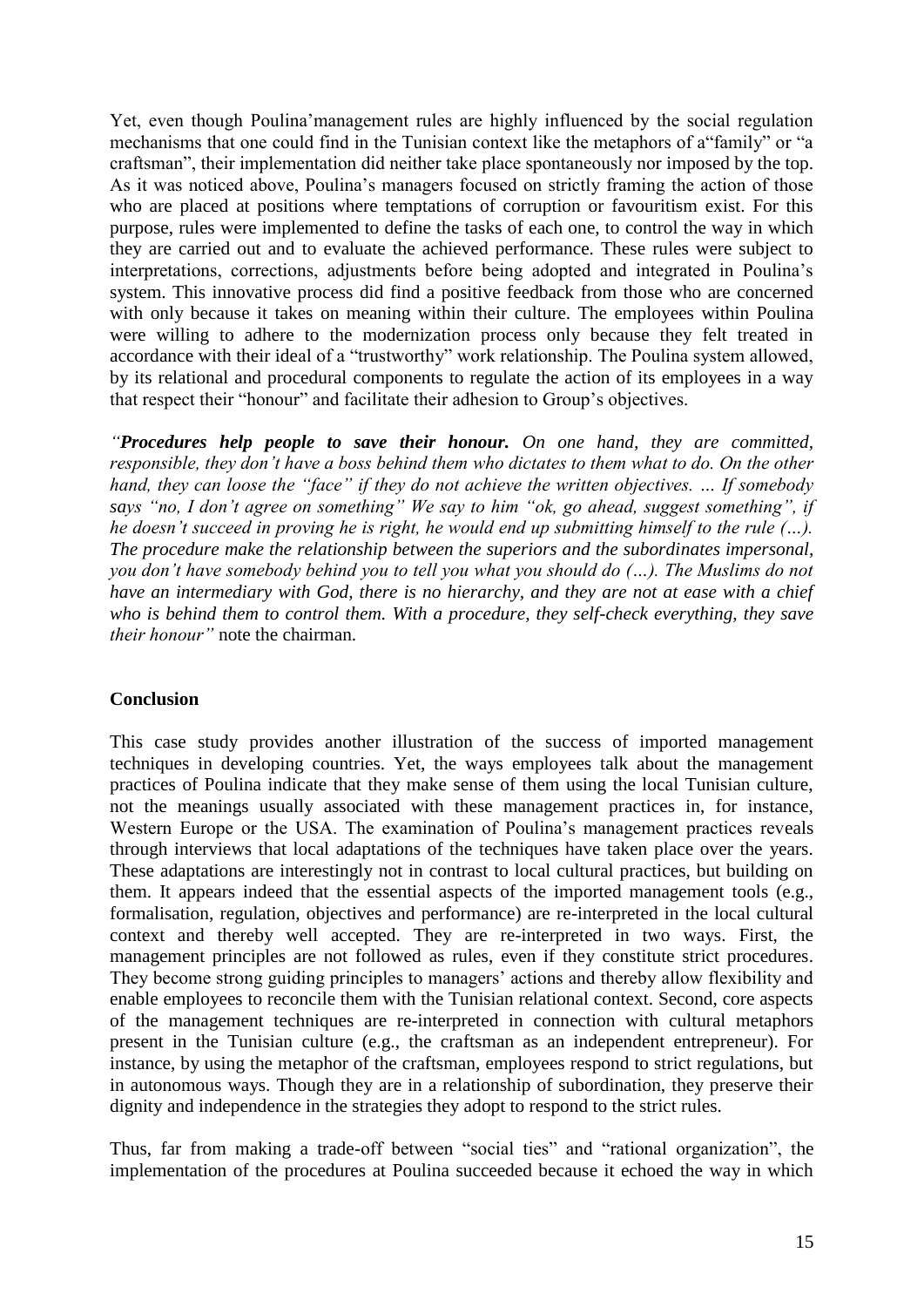Yet, even though Poulina'management rules are highly influenced by the social regulation mechanisms that one could find in the Tunisian context like the metaphors of a"family" or "a craftsman", their implementation did neither take place spontaneously nor imposed by the top. As it was noticed above, Poulina's managers focused on strictly framing the action of those who are placed at positions where temptations of corruption or favouritism exist. For this purpose, rules were implemented to define the tasks of each one, to control the way in which they are carried out and to evaluate the achieved performance. These rules were subject to interpretations, corrections, adjustments before being adopted and integrated in Poulina's system. This innovative process did find a positive feedback from those who are concerned with only because it takes on meaning within their culture. The employees within Poulina were willing to adhere to the modernization process only because they felt treated in accordance with their ideal of a "trustworthy" work relationship. The Poulina system allowed, by its relational and procedural components to regulate the action of its employees in a way that respect their "honour" and facilitate their adhesion to Group's objectives.

*"**Procedures help people to save their honour.** On one hand, they are committed, responsible, they don't have a boss behind them who dictates to them what to do. On the other hand, they can loose the "face" if they do not achieve the written objectives. … If somebody says "no, I don't agree on something" We say to him "ok, go ahead, suggest something", if he doesn't succeed in proving he is right, he would end up submitting himself to the rule (…). The procedure make the relationship between the superiors and the subordinates impersonal, you don't have somebody behind you to tell you what you should do (…). The Muslims do not have an intermediary with God, there is no hierarchy, and they are not at ease with a chief who is behind them to control them. With a procedure, they self-check everything, they save their honour"* note the chairman.

## Conclusion

This case study provides another illustration of the success of imported management techniques in developing countries. Yet, the ways employees talk about the management practices of Poulina indicate that they make sense of them using the local Tunisian culture, not the meanings usually associated with these management practices in, for instance, Western Europe or the USA. The examination of Poulina's management practices reveals through interviews that local adaptations of the techniques have taken place over the years. These adaptations are interestingly not in contrast to local cultural practices, but building on them. It appears indeed that the essential aspects of the imported management tools (e.g., formalisation, regulation, objectives and performance) are re-interpreted in the local cultural context and thereby well accepted. They are re-interpreted in two ways. First, the management principles are not followed as rules, even if they constitute strict procedures. They become strong guiding principles to managers' actions and thereby allow flexibility and enable employees to reconcile them with the Tunisian relational context. Second, core aspects of the management techniques are re-interpreted in connection with cultural metaphors present in the Tunisian culture (e.g., the craftsman as an independent entrepreneur). For instance, by using the metaphor of the craftsman, employees respond to strict regulations, but in autonomous ways. Though they are in a relationship of subordination, they preserve their dignity and independence in the strategies they adopt to respond to the strict rules.

Thus, far from making a trade-off between "social ties" and "rational organization", the implementation of the procedures at Poulina succeeded because it echoed the way in which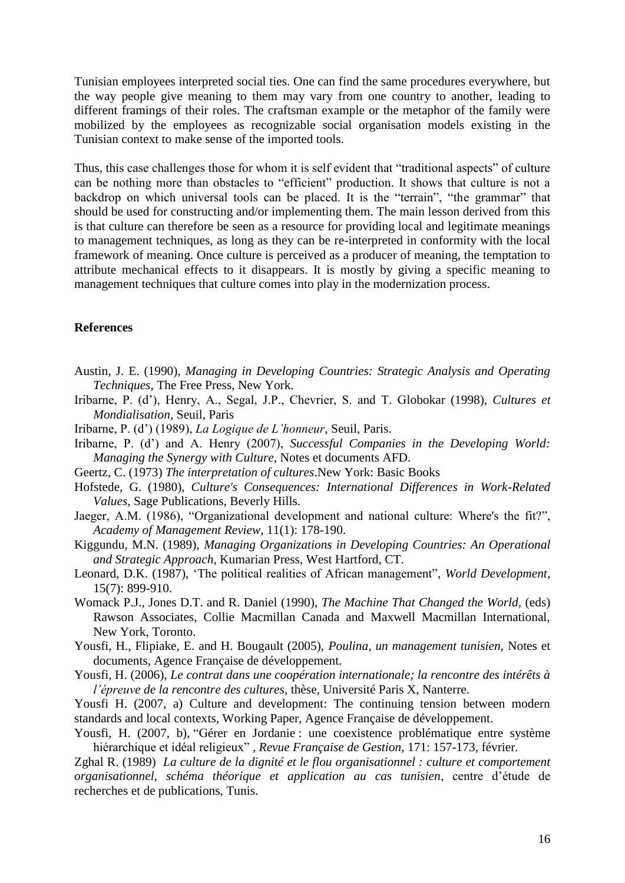Tunisian employees interpreted social ties. One can find the same procedures everywhere, but the way people give meaning to them may vary from one country to another, leading to different framings of their roles. The craftsman example or the metaphor of the family were mobilized by the employees as recognizable social organisation models existing in the Tunisian context to make sense of the imported tools.

Thus, this case challenges those for whom it is self evident that "traditional aspects" of culture can be nothing more than obstacles to "efficient" production. It shows that culture is not a backdrop on which universal tools can be placed. It is the "terrain", "the grammar" that should be used for constructing and/or implementing them. The main lesson derived from this is that culture can therefore be seen as a resource for providing local and legitimate meanings to management techniques, as long as they can be re-interpreted in conformity with the local framework of meaning. Once culture is perceived as a producer of meaning, the temptation to attribute mechanical effects to it disappears. It is mostly by giving a specific meaning to management techniques that culture comes into play in the modernization process.

## References

Austin, J. E. (1990), *Managing in Developing Countries: Strategic Analysis and Operating Techniques*, The Free Press, New York.

Iribarne, P. (d'), Henry, A., Segal, J.P., Chevrier, S. and T. Globokar (1998), *Cultures et Mondialisation*, Seuil, Paris

Iribarne, P. (d') (1989), *La Logique de L'honneur*, Seuil, Paris.

Iribarne, P. (d') and A. Henry (2007), *Successful Companies in the Developing World: Managing the Synergy with Culture*, Notes et documents AFD.

Geertz, C. (1973) *The interpretation of cultures*.New York: Basic Books

Hofstede, G. (1980), *Culture's Consequences: International Differences in Work-Related Values*, Sage Publications, Beverly Hills.

Jaeger, A.M. (1986), "Organizational development and national culture: Where's the fit?", *Academy of Management Review*, 11(1): 178-190.

Kiggundu, M.N. (1989), *Managing Organizations in Developing Countries: An Operational and Strategic Approach*, Kumarian Press, West Hartford, CT.

Leonard, D.K. (1987), 'The political realities of African management", *World Development*, 15(7): 899-910.

Womack P.J., Jones D.T. and R. Daniel (1990), *The Machine That Changed the World*, (eds) Rawson Associates, Collie Macmillan Canada and Maxwell Macmillan International, New York, Toronto.

Yousfi, H., Flipiake, E. and H. Bougault (2005), *Poulina, un management tunisien*, Notes et documents, Agence Française de développement.

Yousfi, H. (2006), *Le contrat dans une coopération internationale; la rencontre des intérêts à l'épreuve de la rencontre des cultures*, thèse, Université Paris X, Nanterre.

Yousfi H. (2007, a) Culture and development: The continuing tension between modern standards and local contexts, Working Paper, Agence Française de développement.

Yousfi, H. (2007, b), "Gérer en Jordanie : une coexistence problématique entre système hiérarchique et idéal religieux" , *Revue Française de Gestion*, 171: 157-173, février.

Zghal R. (1989) *La culture de la dignité et le flou organisationnel : culture et comportement organisationnel, schéma théorique et application au cas tunisien*, centre d'étude de recherches et de publications, Tunis.